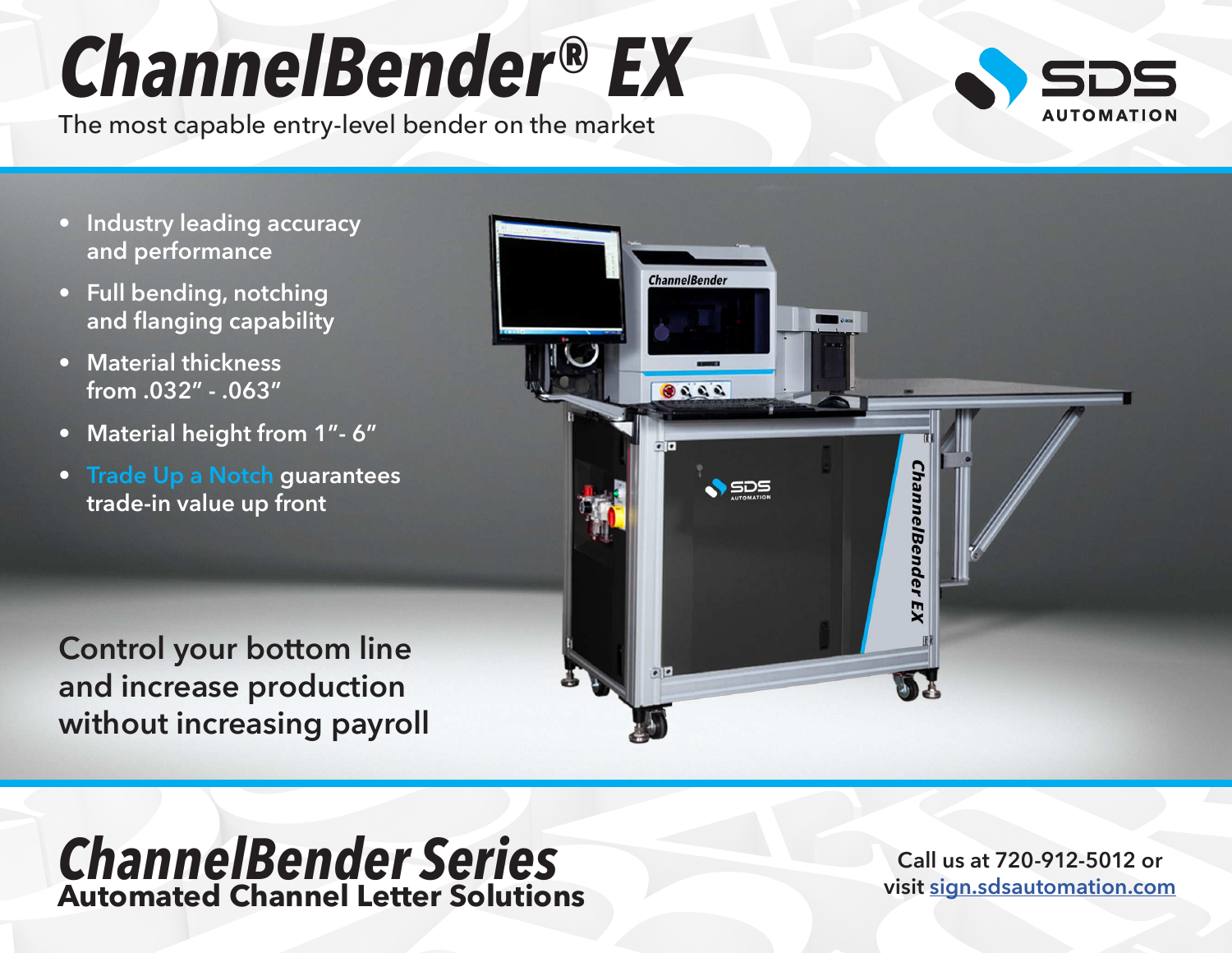# ChannelBender® EX

The most capable entry-level bender on the market

SDS AUTOMATION

- Industry leading accuracy and performance
- Full bending, notching and flanging capability
- Material thickness from .032" - .063"
- Material height from 1"- 6"
- Trade Up a Notch guarantees trade-in value up front

Control your bottom line and increase production without increasing payroll

## ChannelBender Series

**Automated Channel Letter Solutions**

Call us at 720-912-5012 or visit [sign.sdsautomation.com](sign.sdsautomation.com)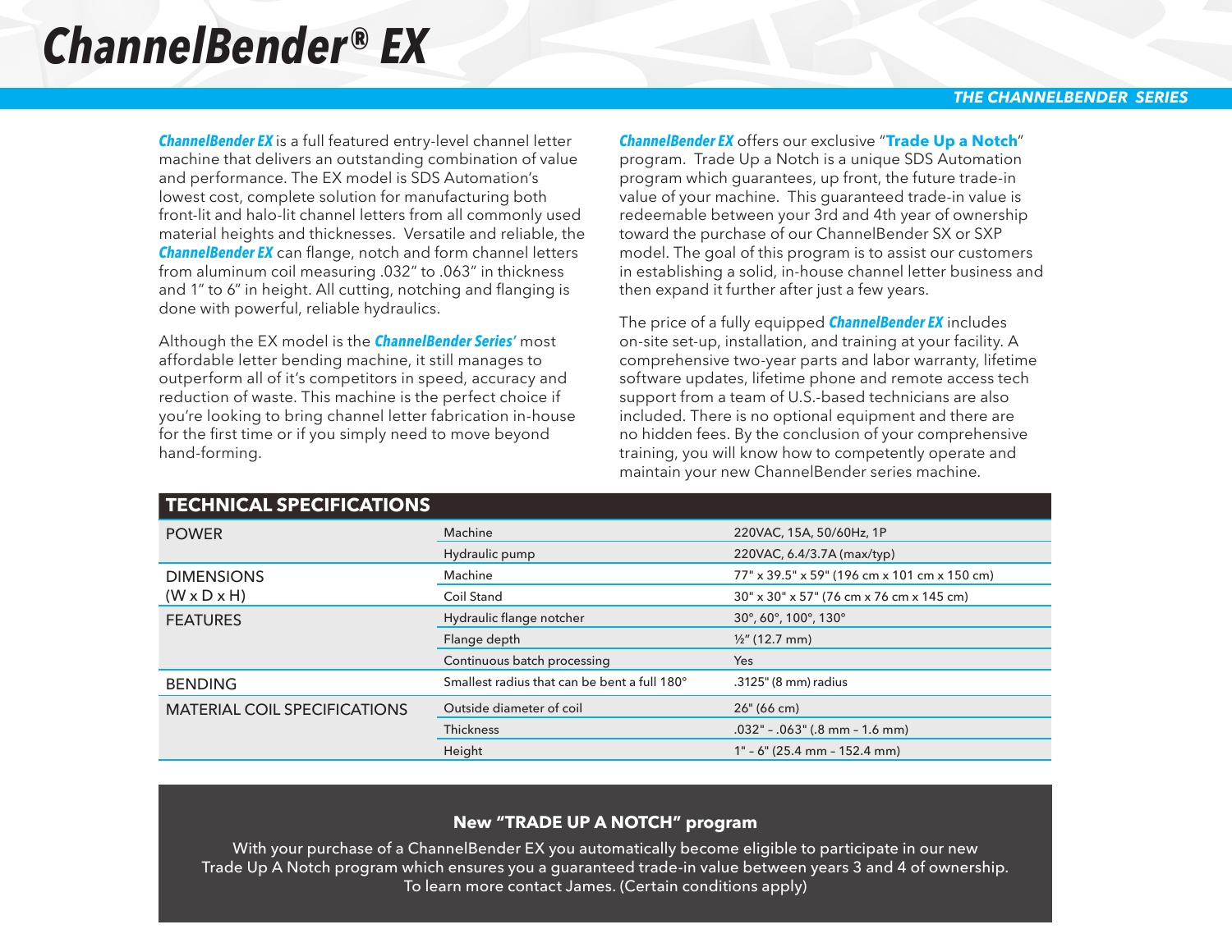# *ChannelBender® EX*

***THE CHANNELBENDER SERIES***

***ChannelBender EX*** is a full featured entry-level channel letter machine that delivers an outstanding combination of value and performance. The EX model is SDS Automation's lowest cost, complete solution for manufacturing both front-lit and halo-lit channel letters from all commonly used material heights and thicknesses. Versatile and reliable, the ***ChannelBender EX*** can flange, notch and form channel letters from aluminum coil measuring .032" to .063" in thickness and 1" to 6" in height. All cutting, notching and flanging is done with powerful, reliable hydraulics.

Although the EX model is the ***ChannelBender Series'*** most affordable letter bending machine, it still manages to outperform all of it's competitors in speed, accuracy and reduction of waste. This machine is the perfect choice if you're looking to bring channel letter fabrication in-house for the first time or if you simply need to move beyond hand-forming.

***ChannelBender EX*** offers our exclusive "**Trade Up a Notch**" program. Trade Up a Notch is a unique SDS Automation program which guarantees, up front, the future trade-in value of your machine. This guaranteed trade-in value is redeemable between your 3rd and 4th year of ownership toward the purchase of our ChannelBender SX or SXP model. The goal of this program is to assist our customers in establishing a solid, in-house channel letter business and then expand it further after just a few years.

The price of a fully equipped ***ChannelBender EX*** includes on-site set-up, installation, and training at your facility. A comprehensive two-year parts and labor warranty, lifetime software updates, lifetime phone and remote access tech support from a team of U.S.-based technicians are also included. There is no optional equipment and there are no hidden fees. By the conclusion of your comprehensive training, you will know how to competently operate and maintain your new ChannelBender series machine.

## TECHNICAL SPECIFICATIONS

| | | |
|---|---|---|
| POWER | Machine | 220VAC, 15A, 50/60Hz, 1P |
| | Hydraulic pump | 220VAC, 6.4/3.7A (max/typ) |
| DIMENSIONS (W x D x H) | Machine | 77" x 39.5" x 59" (196 cm x 101 cm x 150 cm) |
| | Coil Stand | 30" x 30" x 57" (76 cm x 76 cm x 145 cm) |
| FEATURES | Hydraulic flange notcher | 30°, 60°, 100°, 130° |
| | Flange depth | ½" (12.7 mm) |
| | Continuous batch processing | Yes |
| BENDING | Smallest radius that can be bent a full 180° | .3125" (8 mm) radius |
| MATERIAL COIL SPECIFICATIONS | Outside diameter of coil | 26" (66 cm) |
| | Thickness | .032" – .063" (.8 mm – 1.6 mm) |
| | Height | 1" – 6" (25.4 mm – 152.4 mm) |

**New "TRADE UP A NOTCH" program**

With your purchase of a ChannelBender EX you automatically become eligible to participate in our new Trade Up A Notch program which ensures you a guaranteed trade-in value between years 3 and 4 of ownership. To learn more contact James. (Certain conditions apply)